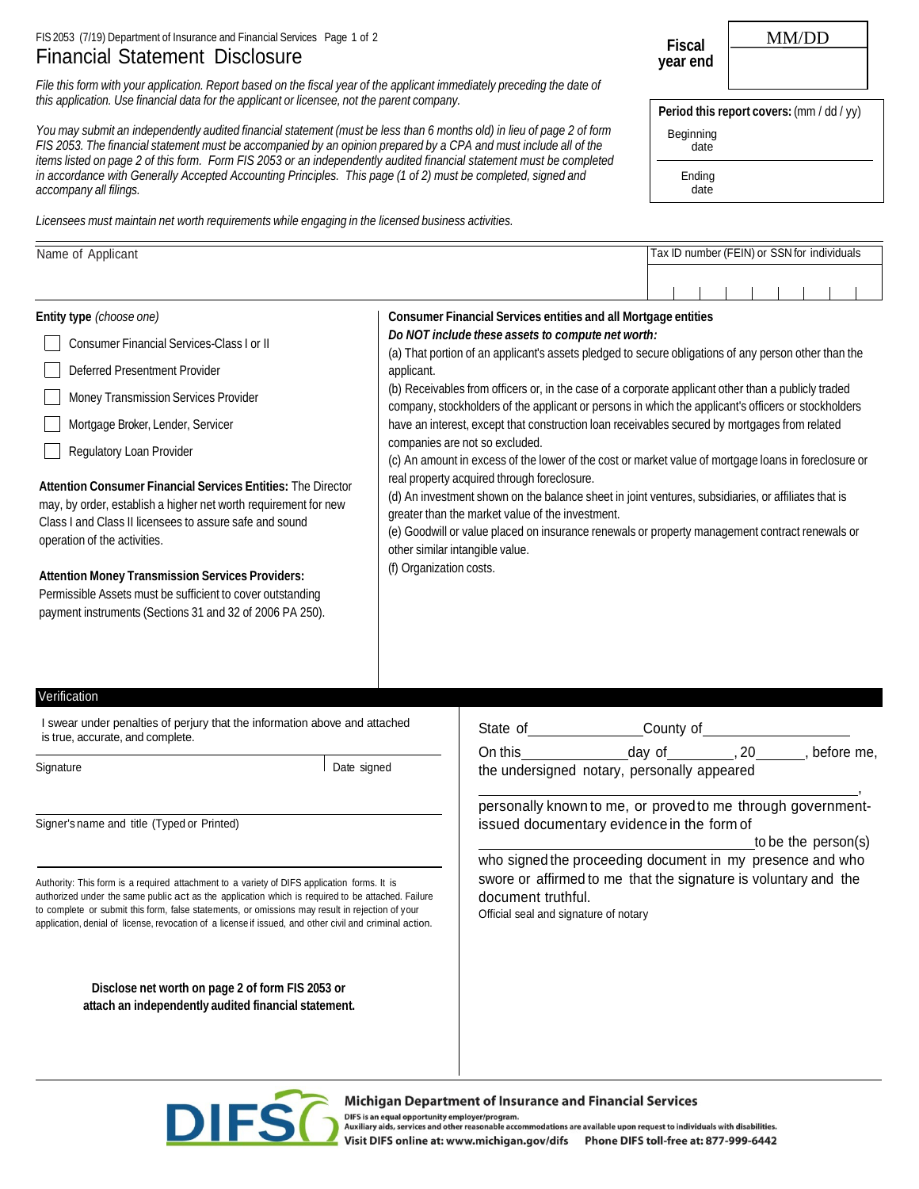FIS 2053 (7/19) Department of Insurance and Financial Services

# Financial Statement Disclosure

| Fiscal year end | MM/DD |
| --- | --- |
| | |

**Period this report covers:** (mm / dd / yy)

Beginning date

Ending date

*File this form with your application. Report based on the fiscal year of the applicant immediately preceding the date of this application. Use financial data for the applicant or licensee, not the parent company.*

*You may submit an independently audited financial statement (must be less than 6 months old) in lieu of page 2 of form FIS 2053. The financial statement must be accompanied by an opinion prepared by a CPA and must include all of the items listed on page 2 of this form. Form FIS 2053 or an independently audited financial statement must be completed in accordance with Generally Accepted Accounting Principles. This page (1 of 2) must be completed, signed and accompany all filings.*

*Licensees must maintain net worth requirements while engaging in the licensed business activities.*

| Name of Applicant | Tax ID number (FEIN) or SSN for individuals |
| --- | --- |
| | |

**Entity type** *(choose one)*

- ☐ Consumer Financial Services-Class I or II
- ☐ Deferred Presentment Provider
- ☐ Money Transmission Services Provider
- ☐ Mortgage Broker, Lender, Servicer
- ☐ Regulatory Loan Provider

**Attention Consumer Financial Services Entities:** The Director may, by order, establish a higher net worth requirement for new Class I and Class II licensees to assure safe and sound operation of the activities.

**Attention Money Transmission Services Providers:** Permissible Assets must be sufficient to cover outstanding payment instruments (Sections 31 and 32 of 2006 PA 250).

**Consumer Financial Services entities and all Mortgage entities**

***Do NOT include these assets to compute net worth:***

(a) That portion of an applicant's assets pledged to secure obligations of any person other than the applicant.

(b) Receivables from officers or, in the case of a corporate applicant other than a publicly traded company, stockholders of the applicant or persons in which the applicant's officers or stockholders have an interest, except that construction loan receivables secured by mortgages from related companies are not so excluded.

(c) An amount in excess of the lower of the cost or market value of mortgage loans in foreclosure or real property acquired through foreclosure.

(d) An investment shown on the balance sheet in joint ventures, subsidiaries, or affiliates that is greater than the market value of the investment.

(e) Goodwill or value placed on insurance renewals or property management contract renewals or other similar intangible value.

(f) Organization costs.

## Verification

I swear under penalties of perjury that the information above and attached is true, accurate, and complete.

| Signature | Date signed |
| --- | --- |
| | |

Signer's name and title (Typed or Printed)

Authority: This form is a required attachment to a variety of DIFS application forms. It is authorized under the same public act as the application which is required to be attached. Failure to complete or submit this form, false statements, or omissions may result in rejection of your application, denial of license, revocation of a license if issued, and other civil and criminal action.

**Disclose net worth on page 2 of form FIS 2053 or attach an independently audited financial statement.**

State of \_\_\_\_\_\_\_\_\_\_\_\_ County of \_\_\_\_\_\_\_\_\_\_\_\_

On this \_\_\_\_\_\_\_\_ day of \_\_\_\_\_\_\_\_, 20\_\_\_\_, before me, the undersigned notary, personally appeared

\_\_\_\_\_\_\_\_\_\_\_\_\_\_\_\_\_\_\_\_\_\_\_\_\_\_\_\_,

personally known to me, or proved to me through government-issued documentary evidence in the form of \_\_\_\_\_\_\_\_\_\_\_\_\_\_\_\_ to be the person(s) who signed the proceeding document in my presence and who swore or affirmed to me that the signature is voluntary and the document truthful.

Official seal and signature of notary

**Michigan Department of Insurance and Financial Services**

DIFS is an equal opportunity employer/program.

Auxiliary aids, services and other reasonable accommodations are available upon request to individuals with disabilities.

Visit DIFS online at: www.michigan.gov/difs Phone DIFS toll-free at: 877-999-6442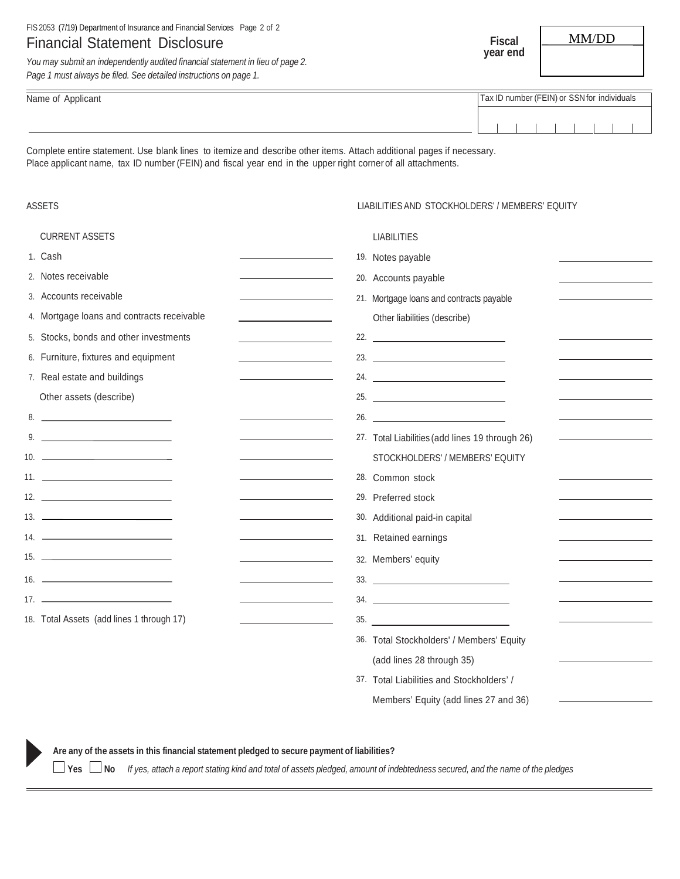FIS 2053 (7/19) Department of Insurance and Financial Services

# Financial Statement Disclosure

*You may submit an independently audited financial statement in lieu of page 2.*
*Page 1 must always be filed. See detailed instructions on page 1.*

**Fiscal year end** MM/DD

Name of Applicant

Tax ID number (FEIN) or SSN for individuals

Complete entire statement. Use blank lines to itemize and describe other items. Attach additional pages if necessary.
Place applicant name, tax ID number (FEIN) and fiscal year end in the upper right corner of all attachments.

## ASSETS

### CURRENT ASSETS

1. Cash
2. Notes receivable
3. Accounts receivable
4. Mortgage loans and contracts receivable
5. Stocks, bonds and other investments
6. Furniture, fixtures and equipment
7. Real estate and buildings

Other assets (describe)

8. 
9. 
10. 
11. 
12. 
13. 
14. 
15. 
16. 
17. 
18. Total Assets (add lines 1 through 17)

## LIABILITIES AND STOCKHOLDERS' / MEMBERS' EQUITY

### LIABILITIES

19. Notes payable
20. Accounts payable
21. Mortgage loans and contracts payable

Other liabilities (describe)

22. 
23. 
24. 
25. 
26. 
27. Total Liabilities (add lines 19 through 26)

### STOCKHOLDERS' / MEMBERS' EQUITY

28. Common stock
29. Preferred stock
30. Additional paid-in capital
31. Retained earnings
32. Members' equity
33. 
34. 
35. 
36. Total Stockholders' / Members' Equity (add lines 28 through 35)
37. Total Liabilities and Stockholders' / Members' Equity (add lines 27 and 36)

**Are any of the assets in this financial statement pledged to secure payment of liabilities?**

☐ **Yes** ☐ **No** *If yes, attach a report stating kind and total of assets pledged, amount of indebtedness secured, and the name of the pledges*